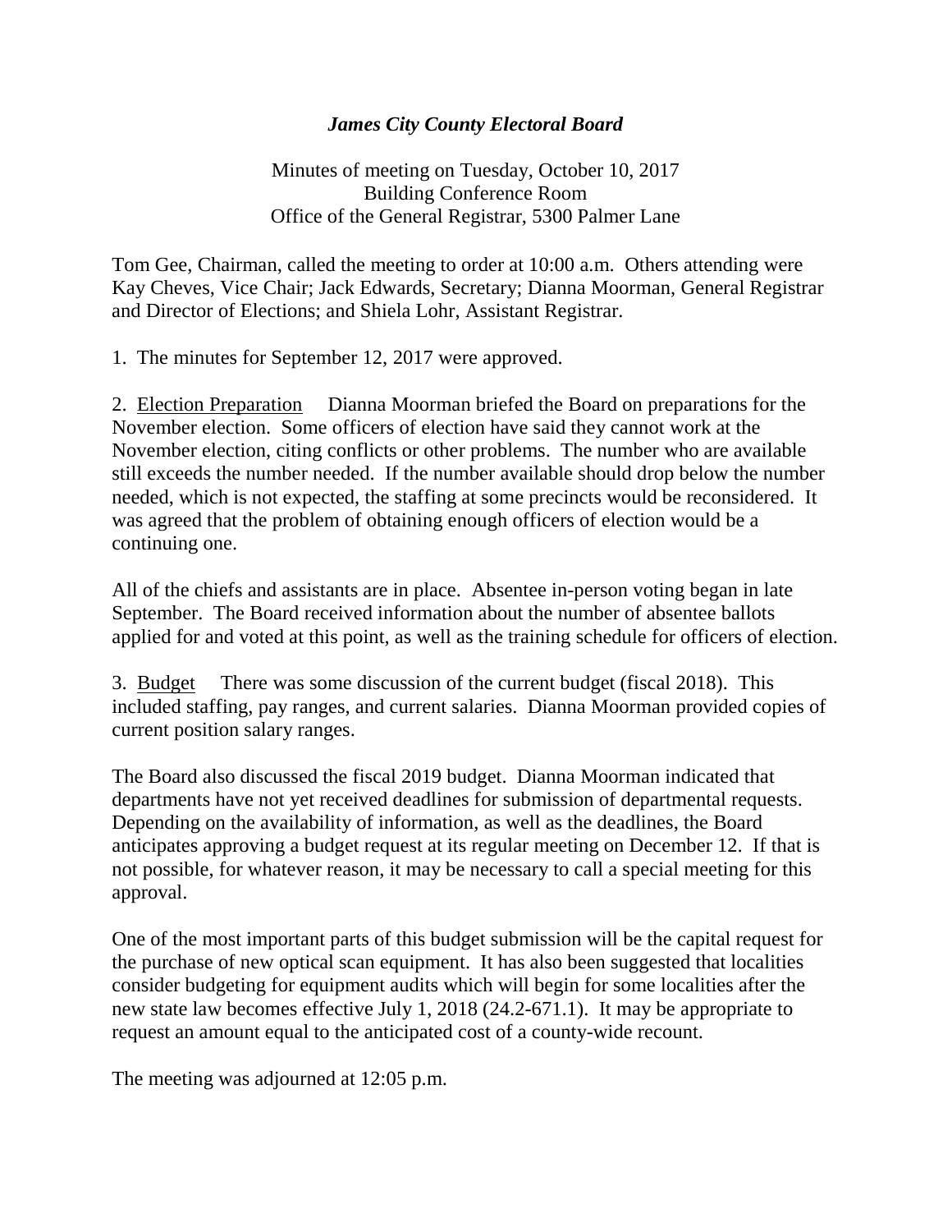# *James City County Electoral Board*

Minutes of meeting on Tuesday, October 10, 2017
Building Conference Room
Office of the General Registrar, 5300 Palmer Lane

Tom Gee, Chairman, called the meeting to order at 10:00 a.m. Others attending were Kay Cheves, Vice Chair; Jack Edwards, Secretary; Dianna Moorman, General Registrar and Director of Elections; and Shiela Lohr, Assistant Registrar.

1. The minutes for September 12, 2017 were approved.

2. <u>Election Preparation</u> Dianna Moorman briefed the Board on preparations for the November election. Some officers of election have said they cannot work at the November election, citing conflicts or other problems. The number who are available still exceeds the number needed. If the number available should drop below the number needed, which is not expected, the staffing at some precincts would be reconsidered. It was agreed that the problem of obtaining enough officers of election would be a continuing one.

All of the chiefs and assistants are in place. Absentee in-person voting began in late September. The Board received information about the number of absentee ballots applied for and voted at this point, as well as the training schedule for officers of election.

3. <u>Budget</u> There was some discussion of the current budget (fiscal 2018). This included staffing, pay ranges, and current salaries. Dianna Moorman provided copies of current position salary ranges.

The Board also discussed the fiscal 2019 budget. Dianna Moorman indicated that departments have not yet received deadlines for submission of departmental requests. Depending on the availability of information, as well as the deadlines, the Board anticipates approving a budget request at its regular meeting on December 12. If that is not possible, for whatever reason, it may be necessary to call a special meeting for this approval.

One of the most important parts of this budget submission will be the capital request for the purchase of new optical scan equipment. It has also been suggested that localities consider budgeting for equipment audits which will begin for some localities after the new state law becomes effective July 1, 2018 (24.2-671.1). It may be appropriate to request an amount equal to the anticipated cost of a county-wide recount.

The meeting was adjourned at 12:05 p.m.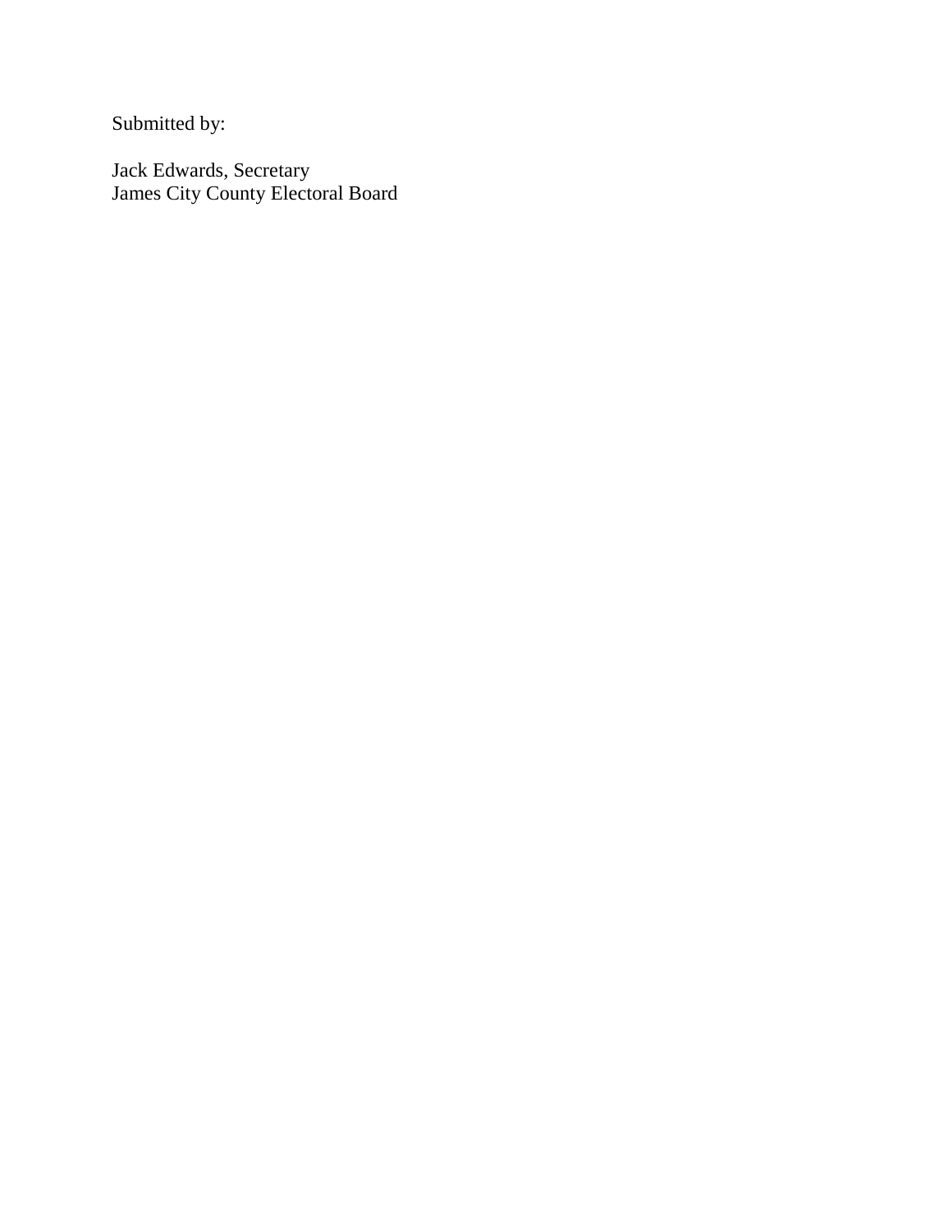Submitted by:

Jack Edwards, Secretary
James City County Electoral Board